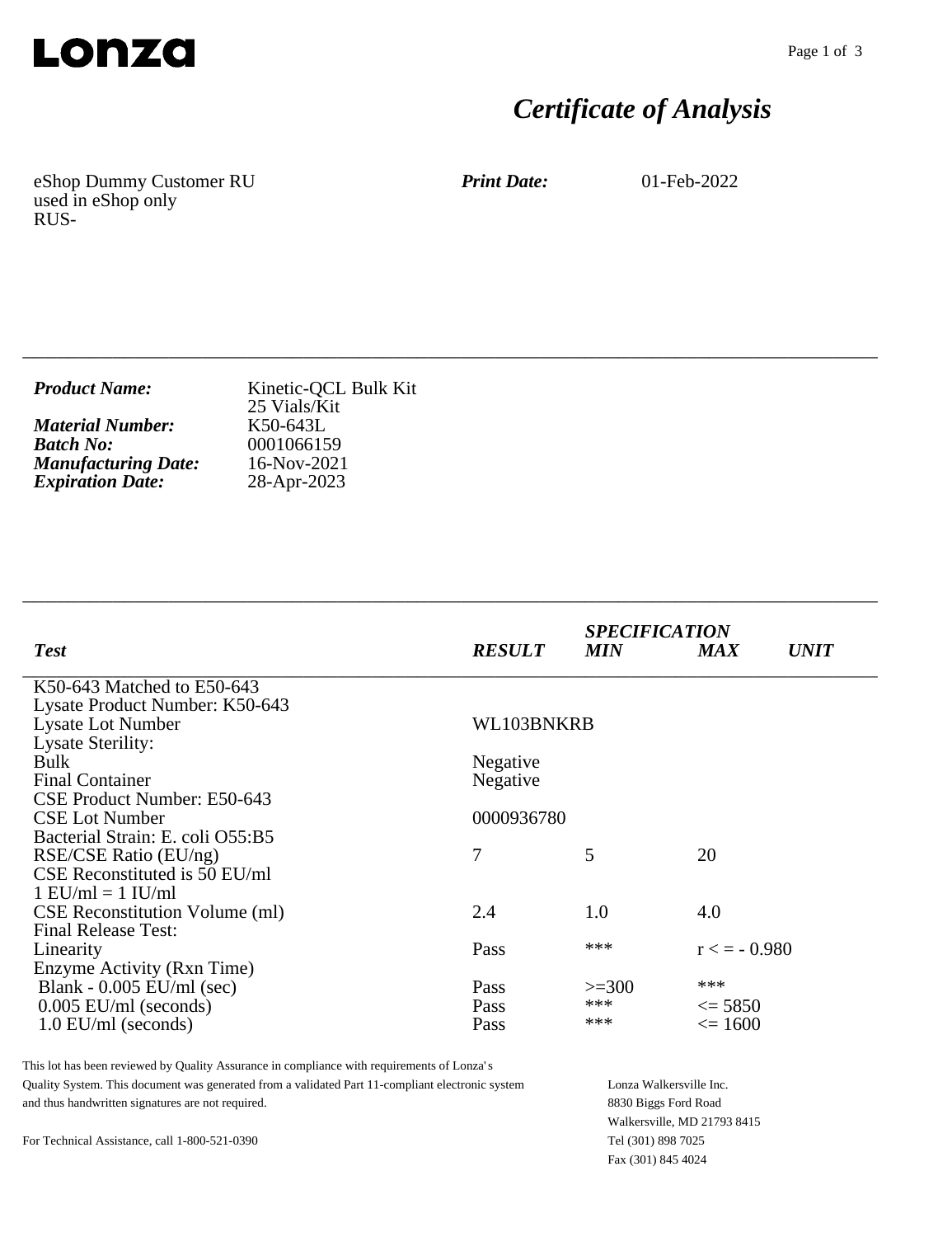**Lonza**

# *Certificate of Analysis*

eShop Dummy Customer RU
used in eShop only
RUS-

***Print Date:*** 01-Feb-2022

---

| | |
|---|---|
| ***Product Name:*** | Kinetic-QCL Bulk Kit<br>25 Vials/Kit |
| ***Material Number:*** | K50-643L |
| ***Batch No:*** | 0001066159 |
| ***Manufacturing Date:*** | 16-Nov-2021 |
| ***Expiration Date:*** | 28-Apr-2023 |

---

| ***Test*** | ***RESULT*** | ***SPECIFICATION MIN*** | ***MAX*** | ***UNIT*** |
|---|---|---|---|---|
| K50-643 Matched to E50-643 | | | | |
| Lysate Product Number: K50-643 | | | | |
| Lysate Lot Number | WL103BNKRB | | | |
| Lysate Sterility: | | | | |
| Bulk | Negative | | | |
| Final Container | Negative | | | |
| CSE Product Number: E50-643 | | | | |
| CSE Lot Number | 0000936780 | | | |
| Bacterial Strain: E. coli O55:B5 | | | | |
| RSE/CSE Ratio (EU/ng) | 7 | 5 | 20 | |
| CSE Reconstituted is 50 EU/ml | | | | |
| 1 EU/ml = 1 IU/ml | | | | |
| CSE Reconstitution Volume (ml) | 2.4 | 1.0 | 4.0 | |
| Final Release Test: | | | | |
| Linearity | Pass | *** | r < = - 0.980 | |
| Enzyme Activity (Rxn Time) | | | | |
| Blank - 0.005 EU/ml (sec) | Pass | >=300 | *** | |
| 0.005 EU/ml (seconds) | Pass | *** | <= 5850 | |
| 1.0 EU/ml (seconds) | Pass | *** | <= 1600 | |

This lot has been reviewed by Quality Assurance in compliance with requirements of Lonza's Quality System. This document was generated from a validated Part 11-compliant electronic system and thus handwritten signatures are not required.

For Technical Assistance, call 1-800-521-0390

Lonza Walkersville Inc.
8830 Biggs Ford Road
Walkersville, MD 21793 8415
Tel (301) 898 7025
Fax (301) 845 4024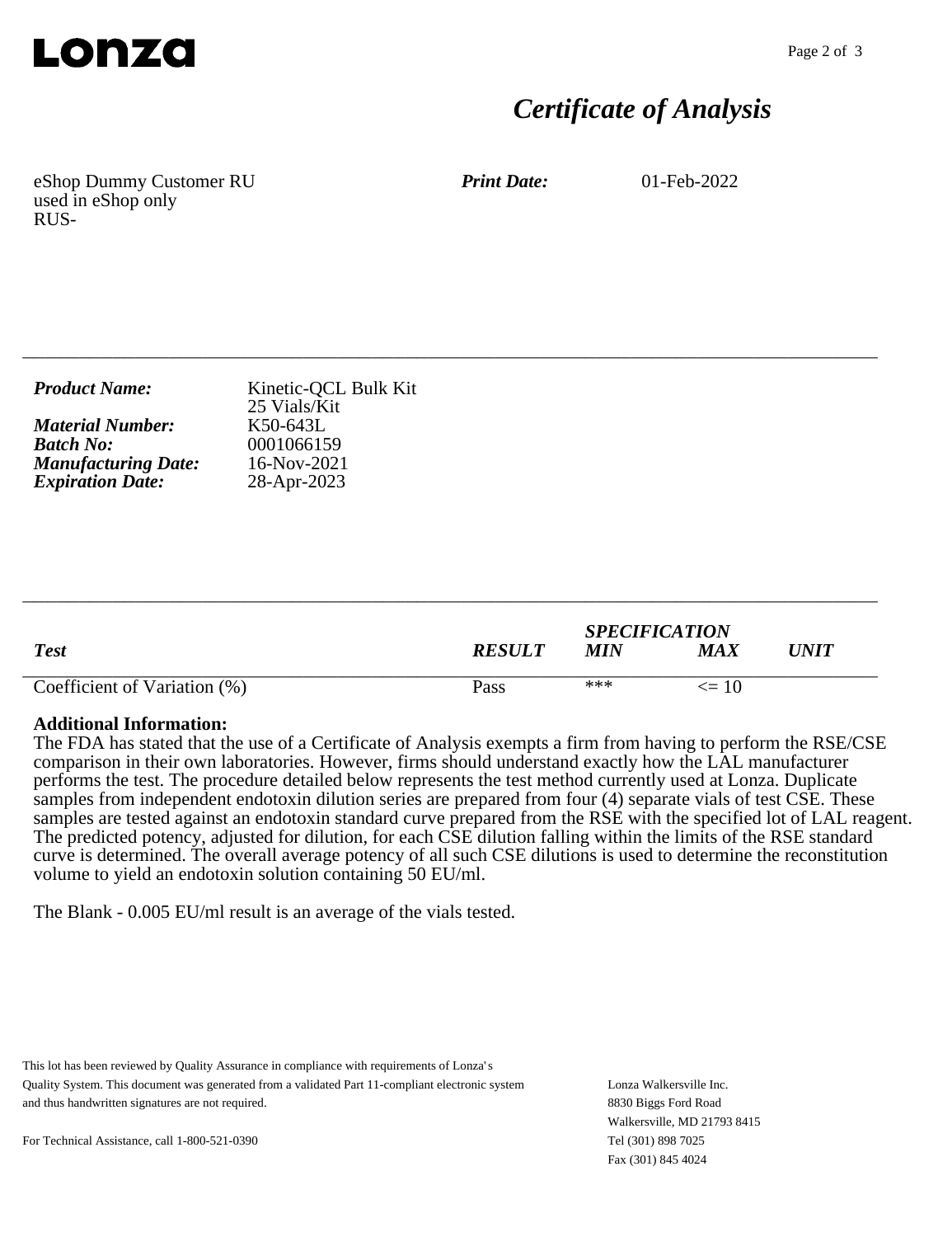# Lonza

## *Certificate of Analysis*

eShop Dummy Customer RU
used in eShop only
RUS-

***Print Date:*** 01-Feb-2022

---

| | |
|---|---|
| ***Product Name:*** | Kinetic-QCL Bulk Kit<br>25 Vials/Kit |
| ***Material Number:*** | K50-643L |
| ***Batch No:*** | 0001066159 |
| ***Manufacturing Date:*** | 16-Nov-2021 |
| ***Expiration Date:*** | 28-Apr-2023 |

---

| ***Test*** | ***RESULT*** | ***SPECIFICATION*** | | ***UNIT*** |
|---|---|---|---|---|
| | | ***MIN*** | ***MAX*** | |
| Coefficient of Variation (%) | Pass | *** | <= 10 | |

**Additional Information:**
The FDA has stated that the use of a Certificate of Analysis exempts a firm from having to perform the RSE/CSE comparison in their own laboratories. However, firms should understand exactly how the LAL manufacturer performs the test. The procedure detailed below represents the test method currently used at Lonza. Duplicate samples from independent endotoxin dilution series are prepared from four (4) separate vials of test CSE. These samples are tested against an endotoxin standard curve prepared from the RSE with the specified lot of LAL reagent. The predicted potency, adjusted for dilution, for each CSE dilution falling within the limits of the RSE standard curve is determined. The overall average potency of all such CSE dilutions is used to determine the reconstitution volume to yield an endotoxin solution containing 50 EU/ml.

The Blank - 0.005 EU/ml result is an average of the vials tested.

This lot has been reviewed by Quality Assurance in compliance with requirements of Lonza's Quality System. This document was generated from a validated Part 11-compliant electronic system and thus handwritten signatures are not required.

For Technical Assistance, call 1-800-521-0390

Lonza Walkersville Inc.
8830 Biggs Ford Road
Walkersville, MD 21793 8415
Tel (301) 898 7025
Fax (301) 845 4024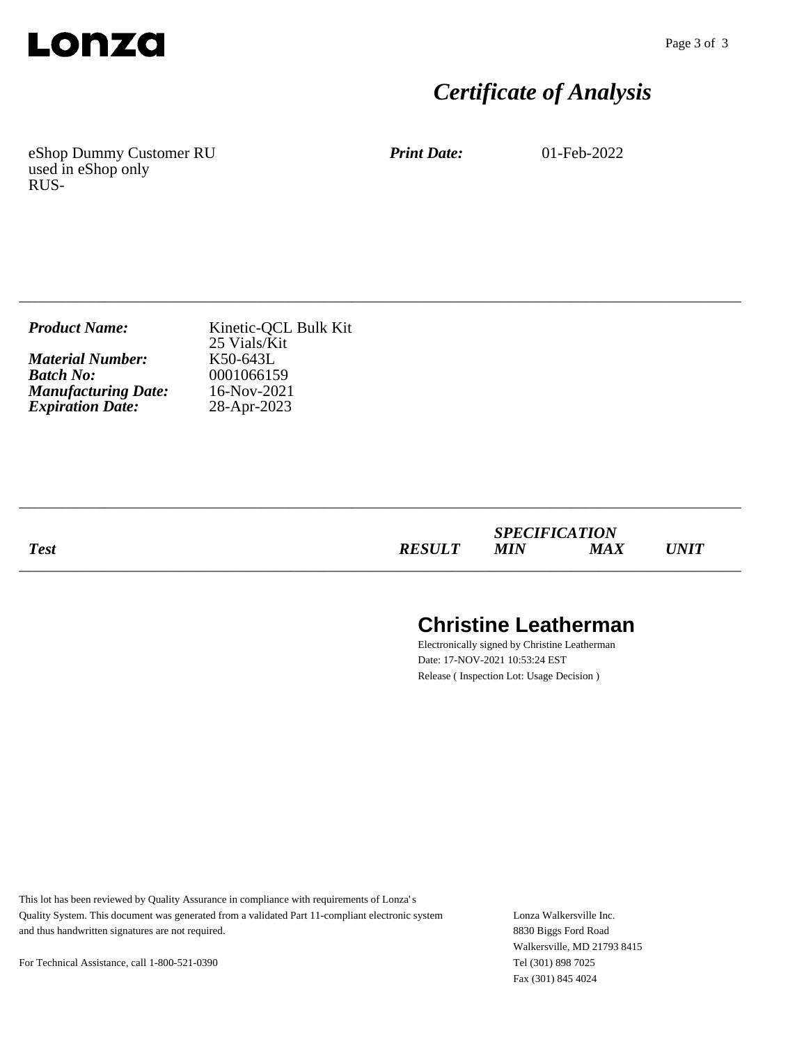**Lonza**

# *Certificate of Analysis*

eShop Dummy Customer RU
used in eShop only
RUS-

***Print Date:*** 01-Feb-2022

| | |
|---|---|
| ***Product Name:*** | Kinetic-QCL Bulk Kit 25 Vials/Kit |
| ***Material Number:*** | K50-643L |
| ***Batch No:*** | 0001066159 |
| ***Manufacturing Date:*** | 16-Nov-2021 |
| ***Expiration Date:*** | 28-Apr-2023 |

| | | *SPECIFICATION* | | |
|---|---|---|---|---|
| ***Test*** | ***RESULT*** | ***MIN*** | ***MAX*** | ***UNIT*** |

**Christine Leatherman**

Electronically signed by Christine Leatherman
Date: 17-NOV-2021 10:53:24 EST
Release ( Inspection Lot: Usage Decision )

This lot has been reviewed by Quality Assurance in compliance with requirements of Lonza's Quality System. This document was generated from a validated Part 11-compliant electronic system and thus handwritten signatures are not required.

For Technical Assistance, call 1-800-521-0390

Lonza Walkersville Inc.
8830 Biggs Ford Road
Walkersville, MD 21793 8415
Tel (301) 898 7025
Fax (301) 845 4024